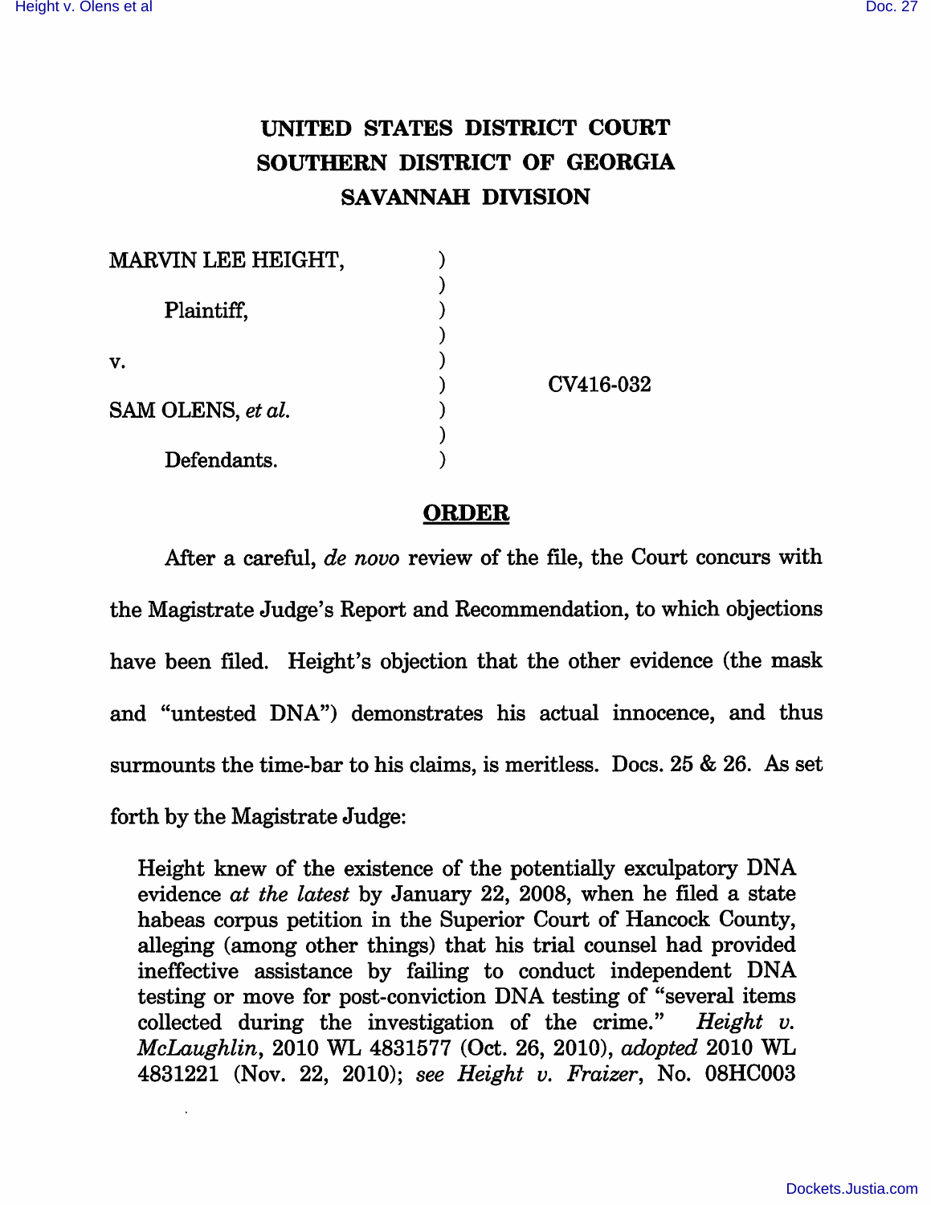**UNITED STATES DISTRICT COURT**
**SOUTHERN DISTRICT OF GEORGIA**
**SAVANNAH DIVISION**

MARVIN LEE HEIGHT,

Plaintiff,

v. CV416-032

SAM OLENS, *et al.*

Defendants.

## ORDER

After a careful, *de novo* review of the file, the Court concurs with the Magistrate Judge's Report and Recommendation, to which objections have been filed. Height's objection that the other evidence (the mask and "untested DNA") demonstrates his actual innocence, and thus surmounts the time-bar to his claims, is meritless. Docs. 25 & 26. As set forth by the Magistrate Judge:

> Height knew of the existence of the potentially exculpatory DNA evidence *at the latest* by January 22, 2008, when he filed a state habeas corpus petition in the Superior Court of Hancock County, alleging (among other things) that his trial counsel had provided ineffective assistance by failing to conduct independent DNA testing or move for post-conviction DNA testing of "several items collected during the investigation of the crime." *Height v. McLaughlin*, 2010 WL 4831577 (Oct. 26, 2010), *adopted* 2010 WL 4831221 (Nov. 22, 2010); *see Height v. Fraizer*, No. 08HC003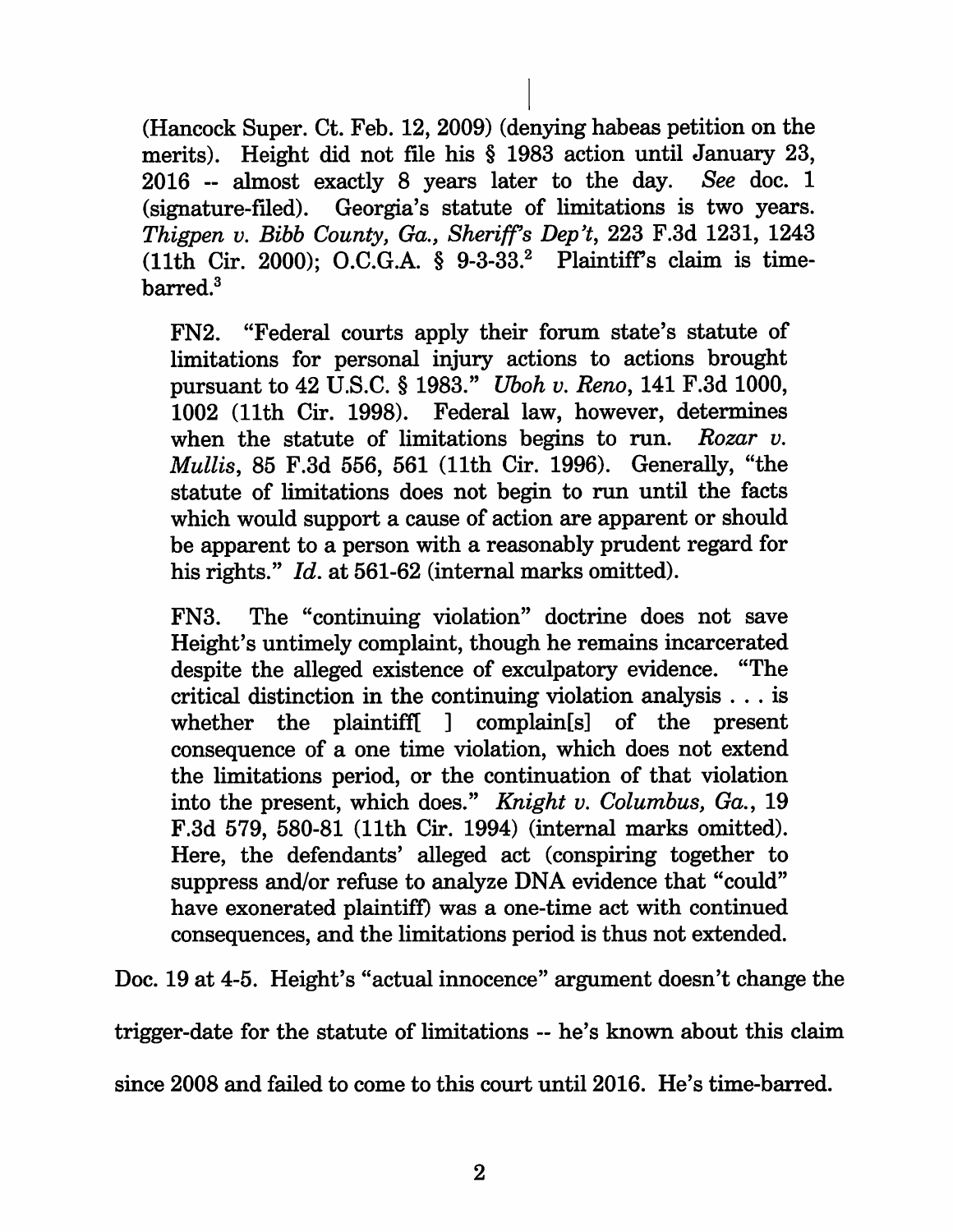(Hancock Super. Ct. Feb. 12, 2009) (denying habeas petition on the merits). Height did not file his § 1983 action until January 23, 2016 -- almost exactly 8 years later to the day. *See* doc. 1 (signature-filed). Georgia's statute of limitations is two years. *Thigpen v. Bibb County, Ga., Sheriff's Dep't*, 223 F.3d 1231, 1243 (11th Cir. 2000); O.C.G.A. § 9-3-33.[2] Plaintiff's claim is time-barred.[3]

FN2. "Federal courts apply their forum state's statute of limitations for personal injury actions to actions brought pursuant to 42 U.S.C. § 1983." *Uboh v. Reno*, 141 F.3d 1000, 1002 (11th Cir. 1998). Federal law, however, determines when the statute of limitations begins to run. *Rozar v. Mullis*, 85 F.3d 556, 561 (11th Cir. 1996). Generally, "the statute of limitations does not begin to run until the facts which would support a cause of action are apparent or should be apparent to a person with a reasonably prudent regard for his rights." *Id.* at 561-62 (internal marks omitted).

FN3. The "continuing violation" doctrine does not save Height's untimely complaint, though he remains incarcerated despite the alleged existence of exculpatory evidence. "The critical distinction in the continuing violation analysis . . . is whether the plaintiff[ ] complain[s] of the present consequence of a one time violation, which does not extend the limitations period, or the continuation of that violation into the present, which does." *Knight v. Columbus, Ga.*, 19 F.3d 579, 580-81 (11th Cir. 1994) (internal marks omitted). Here, the defendants' alleged act (conspiring together to suppress and/or refuse to analyze DNA evidence that "could" have exonerated plaintiff) was a one-time act with continued consequences, and the limitations period is thus not extended.

Doc. 19 at 4-5. Height's "actual innocence" argument doesn't change the trigger-date for the statute of limitations -- he's known about this claim since 2008 and failed to come to this court until 2016. He's time-barred.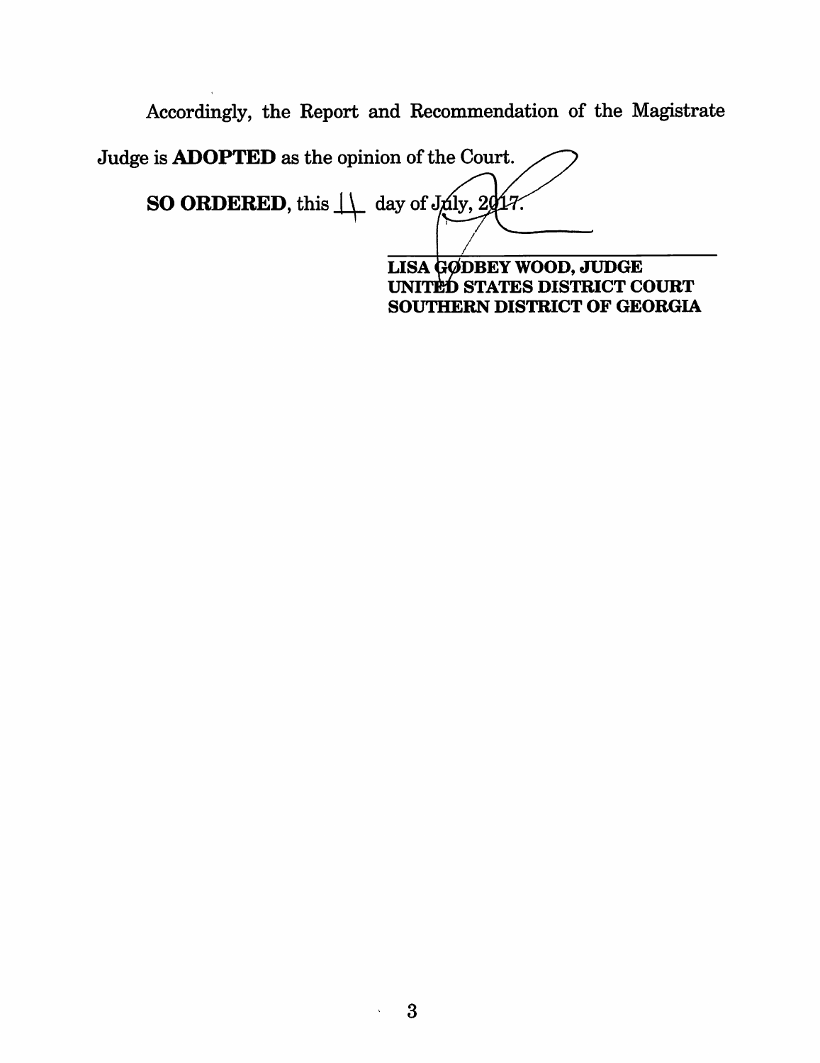Accordingly, the Report and Recommendation of the Magistrate Judge is **ADOPTED** as the opinion of the Court.

**SO ORDERED**, this 11 day of July, 2017.

**LISA GODBEY WOOD, JUDGE**
**UNITED STATES DISTRICT COURT**
**SOUTHERN DISTRICT OF GEORGIA**